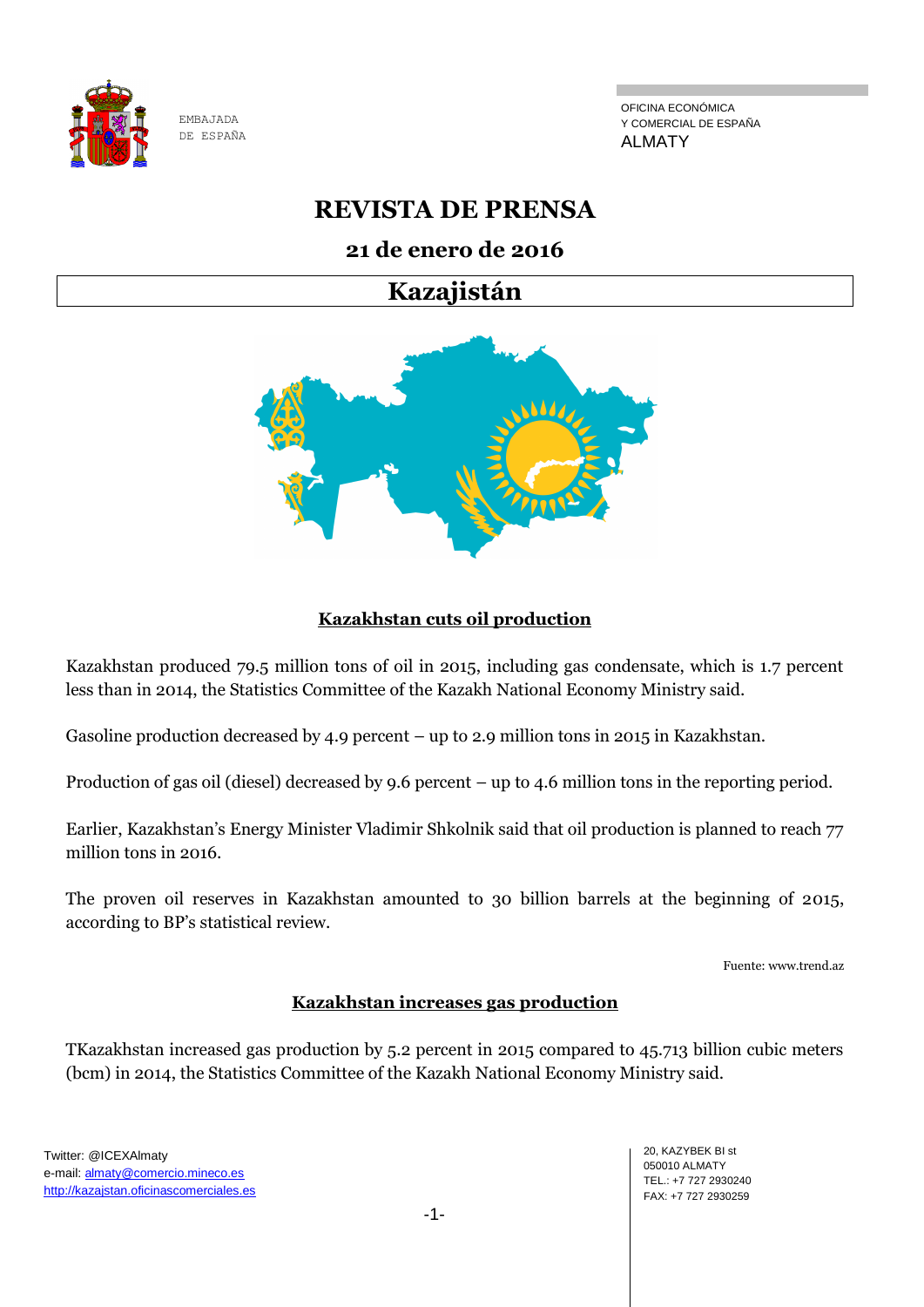EMBAJADA
DE ESPAÑA

OFICINA ECONÓMICA
Y COMERCIAL DE ESPAÑA
ALMATY

# REVISTA DE PRENSA

## 21 de enero de 2016

## Kazajistán

### Kazakhstan cuts oil production

Kazakhstan produced 79.5 million tons of oil in 2015, including gas condensate, which is 1.7 percent less than in 2014, the Statistics Committee of the Kazakh National Economy Ministry said.

Gasoline production decreased by 4.9 percent – up to 2.9 million tons in 2015 in Kazakhstan.

Production of gas oil (diesel) decreased by 9.6 percent – up to 4.6 million tons in the reporting period.

Earlier, Kazakhstan's Energy Minister Vladimir Shkolnik said that oil production is planned to reach 77 million tons in 2016.

The proven oil reserves in Kazakhstan amounted to 30 billion barrels at the beginning of 2015, according to BP's statistical review.

Fuente: www.trend.az

### Kazakhstan increases gas production

TKazakhstan increased gas production by 5.2 percent in 2015 compared to 45.713 billion cubic meters (bcm) in 2014, the Statistics Committee of the Kazakh National Economy Ministry said.

Twitter: @ICEXAlmaty
e-mail: almaty@comercio.mineco.es
http://kazajstan.oficinascomerciales.es

20, KAZYBEK BI st
050010 ALMATY
TEL.: +7 727 2930240
FAX: +7 727 2930259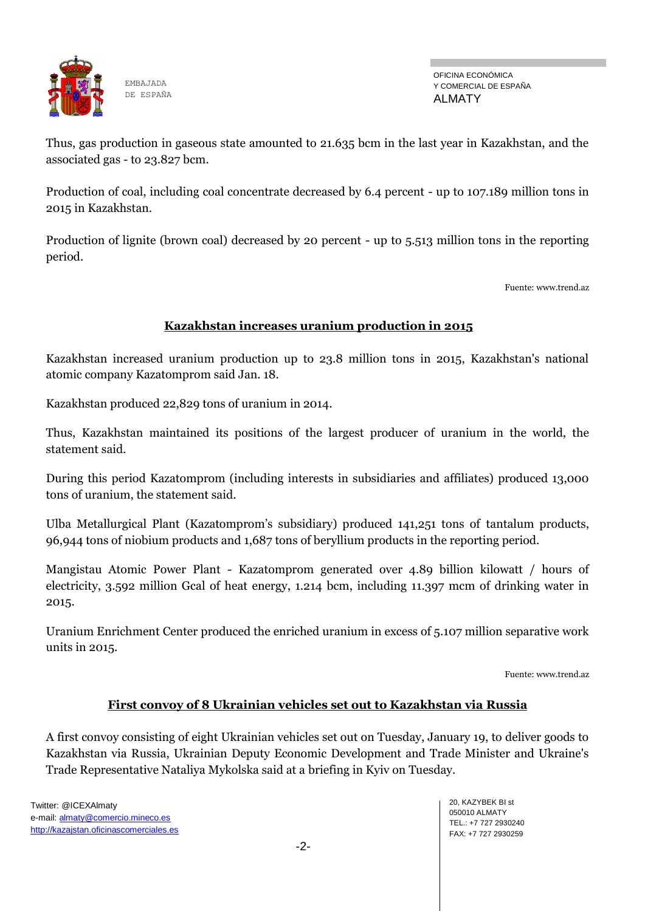Thus, gas production in gaseous state amounted to 21.635 bcm in the last year in Kazakhstan, and the associated gas - to 23.827 bcm.

Production of coal, including coal concentrate decreased by 6.4 percent - up to 107.189 million tons in 2015 in Kazakhstan.

Production of lignite (brown coal) decreased by 20 percent - up to 5.513 million tons in the reporting period.

Fuente: www.trend.az

## Kazakhstan increases uranium production in 2015

Kazakhstan increased uranium production up to 23.8 million tons in 2015, Kazakhstan's national atomic company Kazatomprom said Jan. 18.

Kazakhstan produced 22,829 tons of uranium in 2014.

Thus, Kazakhstan maintained its positions of the largest producer of uranium in the world, the statement said.

During this period Kazatomprom (including interests in subsidiaries and affiliates) produced 13,000 tons of uranium, the statement said.

Ulba Metallurgical Plant (Kazatomprom's subsidiary) produced 141,251 tons of tantalum products, 96,944 tons of niobium products and 1,687 tons of beryllium products in the reporting period.

Mangistau Atomic Power Plant - Kazatomprom generated over 4.89 billion kilowatt / hours of electricity, 3.592 million Gcal of heat energy, 1.214 bcm, including 11.397 mcm of drinking water in 2015.

Uranium Enrichment Center produced the enriched uranium in excess of 5.107 million separative work units in 2015.

Fuente: www.trend.az

## First convoy of 8 Ukrainian vehicles set out to Kazakhstan via Russia

A first convoy consisting of eight Ukrainian vehicles set out on Tuesday, January 19, to deliver goods to Kazakhstan via Russia, Ukrainian Deputy Economic Development and Trade Minister and Ukraine's Trade Representative Nataliya Mykolska said at a briefing in Kyiv on Tuesday.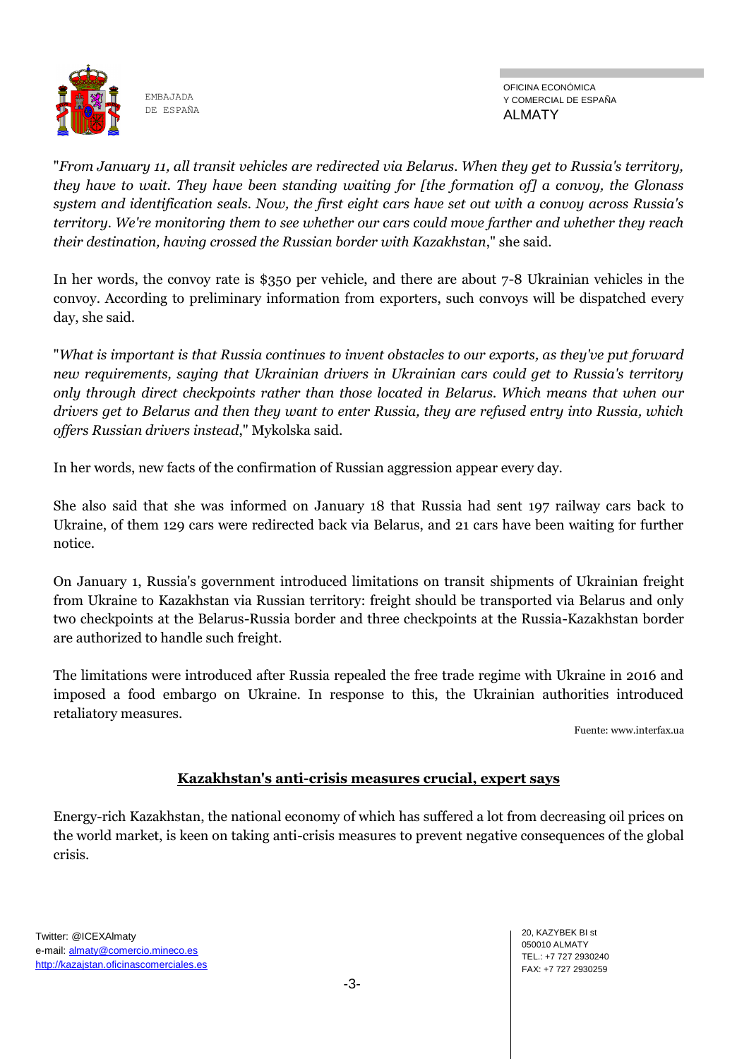"*From January 11, all transit vehicles are redirected via Belarus. When they get to Russia's territory, they have to wait. They have been standing waiting for [the formation of] a convoy, the Glonass system and identification seals. Now, the first eight cars have set out with a convoy across Russia's territory. We're monitoring them to see whether our cars could move farther and whether they reach their destination, having crossed the Russian border with Kazakhstan*," she said.

In her words, the convoy rate is $350 per vehicle, and there are about 7-8 Ukrainian vehicles in the convoy. According to preliminary information from exporters, such convoys will be dispatched every day, she said.

"*What is important is that Russia continues to invent obstacles to our exports, as they've put forward new requirements, saying that Ukrainian drivers in Ukrainian cars could get to Russia's territory only through direct checkpoints rather than those located in Belarus. Which means that when our drivers get to Belarus and then they want to enter Russia, they are refused entry into Russia, which offers Russian drivers instead*," Mykolska said.

In her words, new facts of the confirmation of Russian aggression appear every day.

She also said that she was informed on January 18 that Russia had sent 197 railway cars back to Ukraine, of them 129 cars were redirected back via Belarus, and 21 cars have been waiting for further notice.

On January 1, Russia's government introduced limitations on transit shipments of Ukrainian freight from Ukraine to Kazakhstan via Russian territory: freight should be transported via Belarus and only two checkpoints at the Belarus-Russia border and three checkpoints at the Russia-Kazakhstan border are authorized to handle such freight.

The limitations were introduced after Russia repealed the free trade regime with Ukraine in 2016 and imposed a food embargo on Ukraine. In response to this, the Ukrainian authorities introduced retaliatory measures.

Fuente: www.interfax.ua

## Kazakhstan's anti-crisis measures crucial, expert says

Energy-rich Kazakhstan, the national economy of which has suffered a lot from decreasing oil prices on the world market, is keen on taking anti-crisis measures to prevent negative consequences of the global crisis.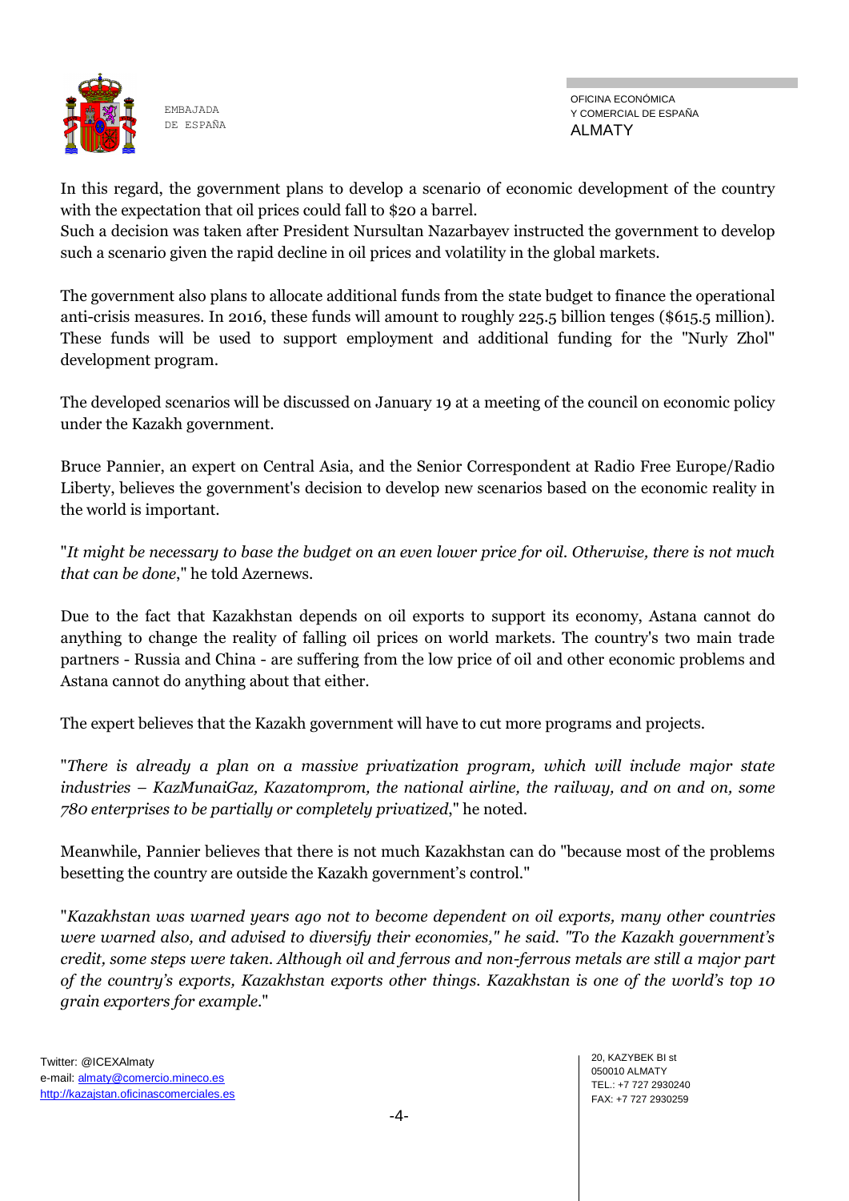In this regard, the government plans to develop a scenario of economic development of the country with the expectation that oil prices could fall to $20 a barrel.
Such a decision was taken after President Nursultan Nazarbayev instructed the government to develop such a scenario given the rapid decline in oil prices and volatility in the global markets.

The government also plans to allocate additional funds from the state budget to finance the operational anti-crisis measures. In 2016, these funds will amount to roughly 225.5 billion tenges ($615.5 million). These funds will be used to support employment and additional funding for the "Nurly Zhol" development program.

The developed scenarios will be discussed on January 19 at a meeting of the council on economic policy under the Kazakh government.

Bruce Pannier, an expert on Central Asia, and the Senior Correspondent at Radio Free Europe/Radio Liberty, believes the government's decision to develop new scenarios based on the economic reality in the world is important.

"*It might be necessary to base the budget on an even lower price for oil. Otherwise, there is not much that can be done*," he told Azernews.

Due to the fact that Kazakhstan depends on oil exports to support its economy, Astana cannot do anything to change the reality of falling oil prices on world markets. The country's two main trade partners - Russia and China - are suffering from the low price of oil and other economic problems and Astana cannot do anything about that either.

The expert believes that the Kazakh government will have to cut more programs and projects.

"*There is already a plan on a massive privatization program, which will include major state industries – KazMunaiGaz, Kazatomprom, the national airline, the railway, and on and on, some 780 enterprises to be partially or completely privatized*," he noted.

Meanwhile, Pannier believes that there is not much Kazakhstan can do "because most of the problems besetting the country are outside the Kazakh government's control."

"*Kazakhstan was warned years ago not to become dependent on oil exports, many other countries were warned also, and advised to diversify their economies," he said. "To the Kazakh government's credit, some steps were taken. Although oil and ferrous and non-ferrous metals are still a major part of the country's exports, Kazakhstan exports other things. Kazakhstan is one of the world's top 10 grain exporters for example*."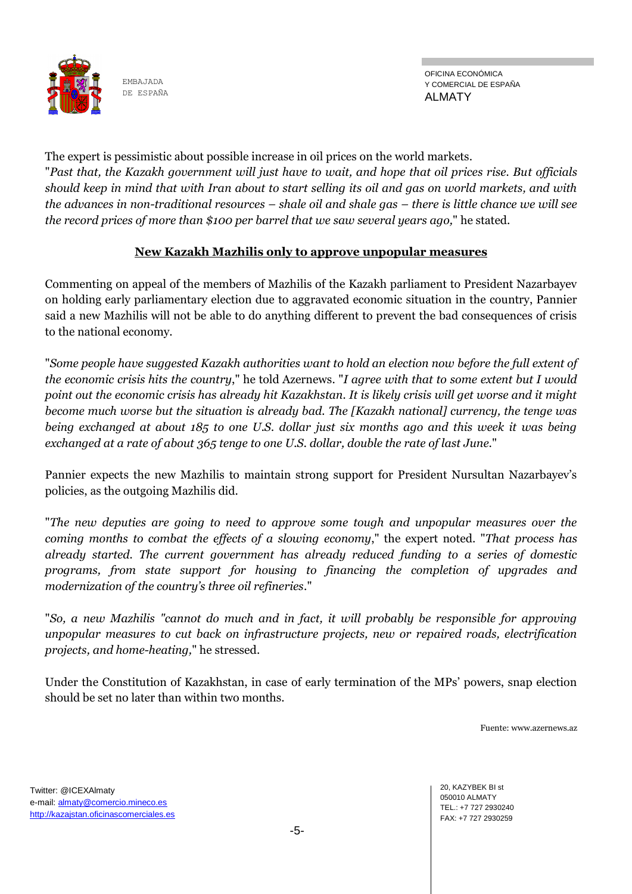The expert is pessimistic about possible increase in oil prices on the world markets.
"*Past that, the Kazakh government will just have to wait, and hope that oil prices rise. But officials should keep in mind that with Iran about to start selling its oil and gas on world markets, and with the advances in non-traditional resources – shale oil and shale gas – there is little chance we will see the record prices of more than $100 per barrel that we saw several years ago,*" he stated.

## **New Kazakh Mazhilis only to approve unpopular measures**

Commenting on appeal of the members of Mazhilis of the Kazakh parliament to President Nazarbayev on holding early parliamentary election due to aggravated economic situation in the country, Pannier said a new Mazhilis will not be able to do anything different to prevent the bad consequences of crisis to the national economy.

"*Some people have suggested Kazakh authorities want to hold an election now before the full extent of the economic crisis hits the country,*" he told Azernews. "*I agree with that to some extent but I would point out the economic crisis has already hit Kazakhstan. It is likely crisis will get worse and it might become much worse but the situation is already bad. The [Kazakh national] currency, the tenge was being exchanged at about 185 to one U.S. dollar just six months ago and this week it was being exchanged at a rate of about 365 tenge to one U.S. dollar, double the rate of last June.*"

Pannier expects the new Mazhilis to maintain strong support for President Nursultan Nazarbayev's policies, as the outgoing Mazhilis did.

"*The new deputies are going to need to approve some tough and unpopular measures over the coming months to combat the effects of a slowing economy*," the expert noted. "*That process has already started. The current government has already reduced funding to a series of domestic programs, from state support for housing to financing the completion of upgrades and modernization of the country's three oil refineries*."

"*So, a new Mazhilis "cannot do much and in fact, it will probably be responsible for approving unpopular measures to cut back on infrastructure projects, new or repaired roads, electrification projects, and home-heating,*" he stressed.

Under the Constitution of Kazakhstan, in case of early termination of the MPs' powers, snap election should be set no later than within two months.

Fuente: www.azernews.az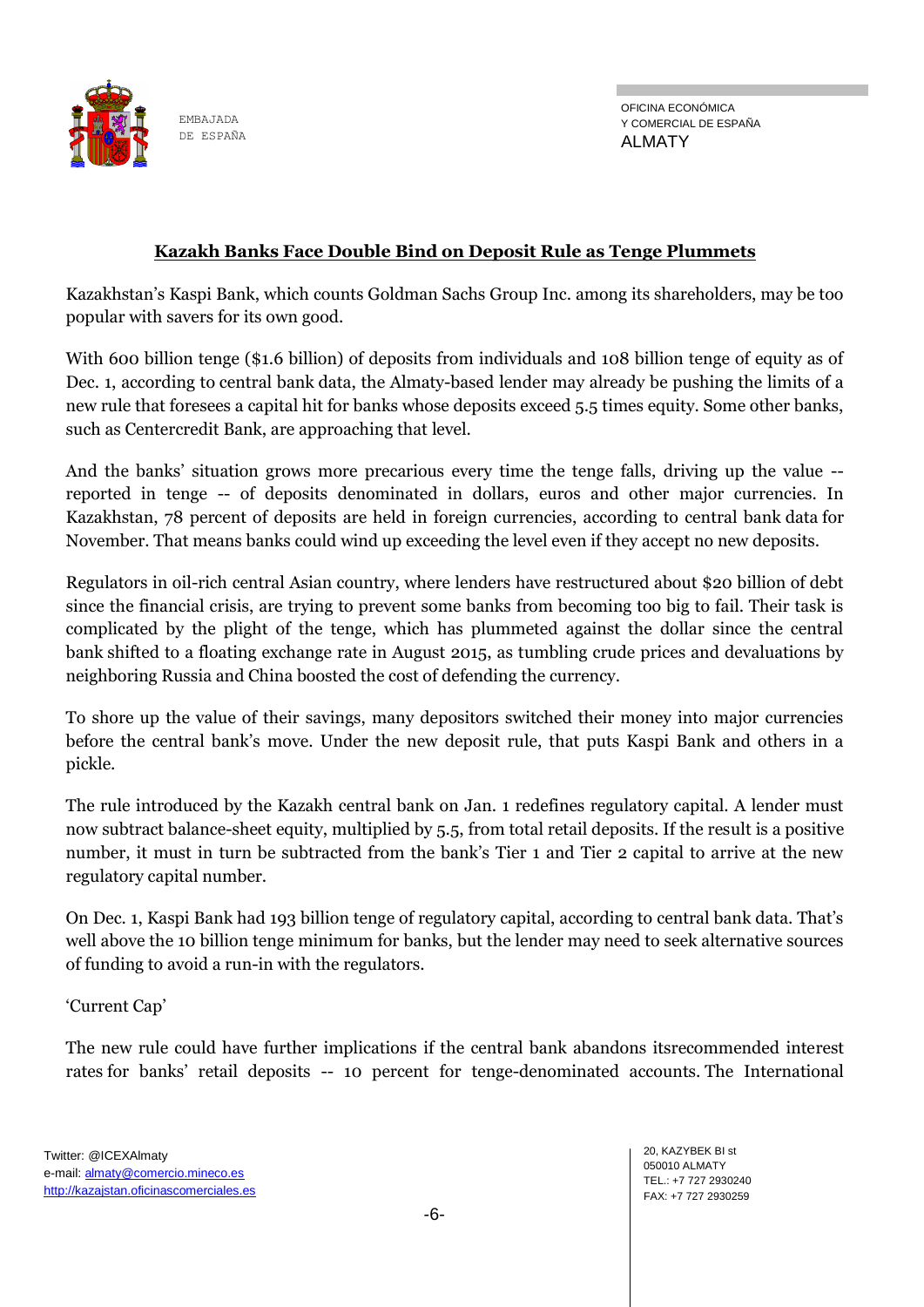## Kazakh Banks Face Double Bind on Deposit Rule as Tenge Plummets

Kazakhstan's Kaspi Bank, which counts Goldman Sachs Group Inc. among its shareholders, may be too popular with savers for its own good.

With 600 billion tenge ($1.6 billion) of deposits from individuals and 108 billion tenge of equity as of Dec. 1, according to central bank data, the Almaty-based lender may already be pushing the limits of a new rule that foresees a capital hit for banks whose deposits exceed 5.5 times equity. Some other banks, such as Centercredit Bank, are approaching that level.

And the banks' situation grows more precarious every time the tenge falls, driving up the value -- reported in tenge -- of deposits denominated in dollars, euros and other major currencies. In Kazakhstan, 78 percent of deposits are held in foreign currencies, according to central bank data for November. That means banks could wind up exceeding the level even if they accept no new deposits.

Regulators in oil-rich central Asian country, where lenders have restructured about $20 billion of debt since the financial crisis, are trying to prevent some banks from becoming too big to fail. Their task is complicated by the plight of the tenge, which has plummeted against the dollar since the central bank shifted to a floating exchange rate in August 2015, as tumbling crude prices and devaluations by neighboring Russia and China boosted the cost of defending the currency.

To shore up the value of their savings, many depositors switched their money into major currencies before the central bank's move. Under the new deposit rule, that puts Kaspi Bank and others in a pickle.

The rule introduced by the Kazakh central bank on Jan. 1 redefines regulatory capital. A lender must now subtract balance-sheet equity, multiplied by 5.5, from total retail deposits. If the result is a positive number, it must in turn be subtracted from the bank's Tier 1 and Tier 2 capital to arrive at the new regulatory capital number.

On Dec. 1, Kaspi Bank had 193 billion tenge of regulatory capital, according to central bank data. That's well above the 10 billion tenge minimum for banks, but the lender may need to seek alternative sources of funding to avoid a run-in with the regulators.

'Current Cap'

The new rule could have further implications if the central bank abandons itsrecommended interest rates for banks' retail deposits -- 10 percent for tenge-denominated accounts. The International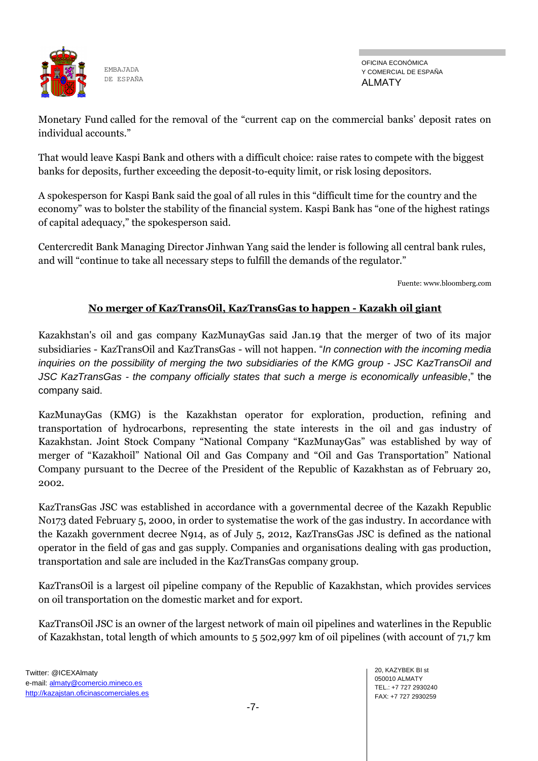Monetary Fund called for the removal of the "current cap on the commercial banks' deposit rates on individual accounts."

That would leave Kaspi Bank and others with a difficult choice: raise rates to compete with the biggest banks for deposits, further exceeding the deposit-to-equity limit, or risk losing depositors.

A spokesperson for Kaspi Bank said the goal of all rules in this "difficult time for the country and the economy" was to bolster the stability of the financial system. Kaspi Bank has "one of the highest ratings of capital adequacy," the spokesperson said.

Centercredit Bank Managing Director Jinhwan Yang said the lender is following all central bank rules, and will "continue to take all necessary steps to fulfill the demands of the regulator."

Fuente: www.bloomberg.com

## No merger of KazTransOil, KazTransGas to happen - Kazakh oil giant

Kazakhstan's oil and gas company KazMunayGas said Jan.19 that the merger of two of its major subsidiaries - KazTransOil and KazTransGas - will not happen. "*In connection with the incoming media inquiries on the possibility of merging the two subsidiaries of the KMG group - JSC KazTransOil and JSC KazTransGas - the company officially states that such a merge is economically unfeasible*," the company said.

KazMunayGas (KMG) is the Kazakhstan operator for exploration, production, refining and transportation of hydrocarbons, representing the state interests in the oil and gas industry of Kazakhstan. Joint Stock Company "National Company "KazMunayGas" was established by way of merger of "Kazakhoil" National Oil and Gas Company and "Oil and Gas Transportation" National Company pursuant to the Decree of the President of the Republic of Kazakhstan as of February 20, 2002.

KazTransGas JSC was established in accordance with a governmental decree of the Kazakh Republic No173 dated February 5, 2000, in order to systematise the work of the gas industry. In accordance with the Kazakh government decree N914, as of July 5, 2012, KazTransGas JSC is defined as the national operator in the field of gas and gas supply. Companies and organisations dealing with gas production, transportation and sale are included in the KazTransGas company group.

KazTransOil is a largest oil pipeline company of the Republic of Kazakhstan, which provides services on oil transportation on the domestic market and for export.

KazTransOil JSC is an owner of the largest network of main oil pipelines and waterlines in the Republic of Kazakhstan, total length of which amounts to 5 502,997 km of oil pipelines (with account of 71,7 km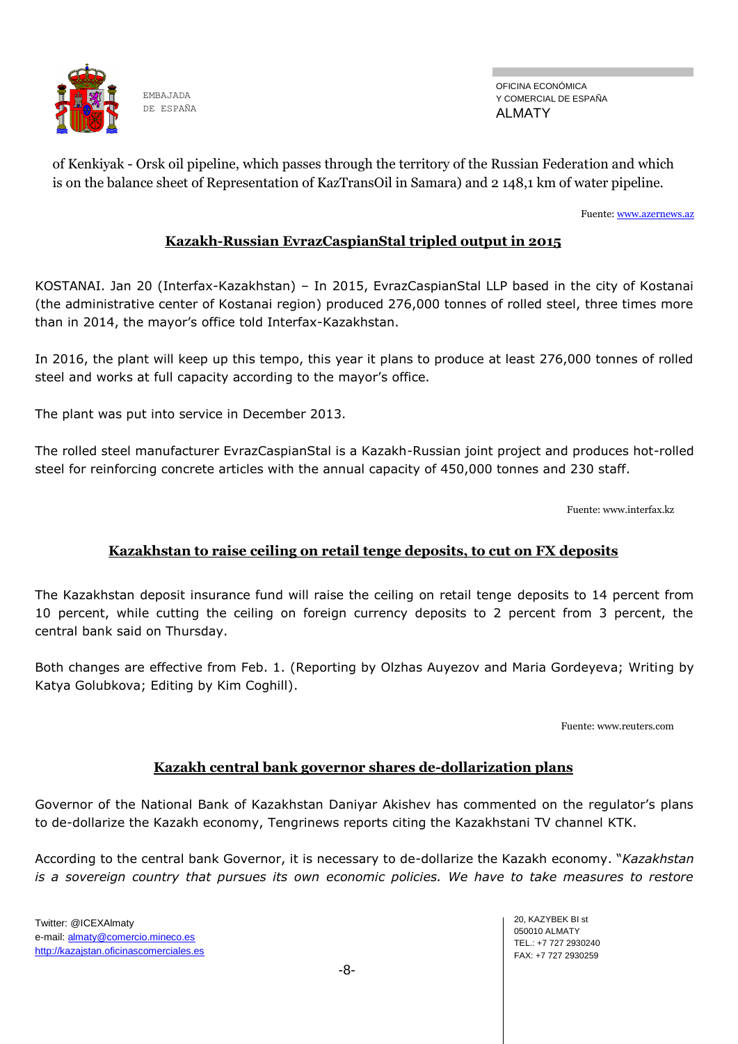of Kenkiyak - Orsk oil pipeline, which passes through the territory of the Russian Federation and which is on the balance sheet of Representation of KazTransOil in Samara) and 2 148,1 km of water pipeline.

Fuente: www.azernews.az

## Kazakh-Russian EvrazCaspianStal tripled output in 2015

KOSTANAI. Jan 20 (Interfax-Kazakhstan) – In 2015, EvrazCaspianStal LLP based in the city of Kostanai (the administrative center of Kostanai region) produced 276,000 tonnes of rolled steel, three times more than in 2014, the mayor's office told Interfax-Kazakhstan.

In 2016, the plant will keep up this tempo, this year it plans to produce at least 276,000 tonnes of rolled steel and works at full capacity according to the mayor's office.

The plant was put into service in December 2013.

The rolled steel manufacturer EvrazCaspianStal is a Kazakh-Russian joint project and produces hot-rolled steel for reinforcing concrete articles with the annual capacity of 450,000 tonnes and 230 staff.

Fuente: www.interfax.kz

## Kazakhstan to raise ceiling on retail tenge deposits, to cut on FX deposits

The Kazakhstan deposit insurance fund will raise the ceiling on retail tenge deposits to 14 percent from 10 percent, while cutting the ceiling on foreign currency deposits to 2 percent from 3 percent, the central bank said on Thursday.

Both changes are effective from Feb. 1. (Reporting by Olzhas Auyezov and Maria Gordeyeva; Writing by Katya Golubkova; Editing by Kim Coghill).

Fuente: www.reuters.com

## Kazakh central bank governor shares de-dollarization plans

Governor of the National Bank of Kazakhstan Daniyar Akishev has commented on the regulator's plans to de-dollarize the Kazakh economy, Tengrinews reports citing the Kazakhstani TV channel KTK.

According to the central bank Governor, it is necessary to de-dollarize the Kazakh economy. "*Kazakhstan is a sovereign country that pursues its own economic policies. We have to take measures to restore*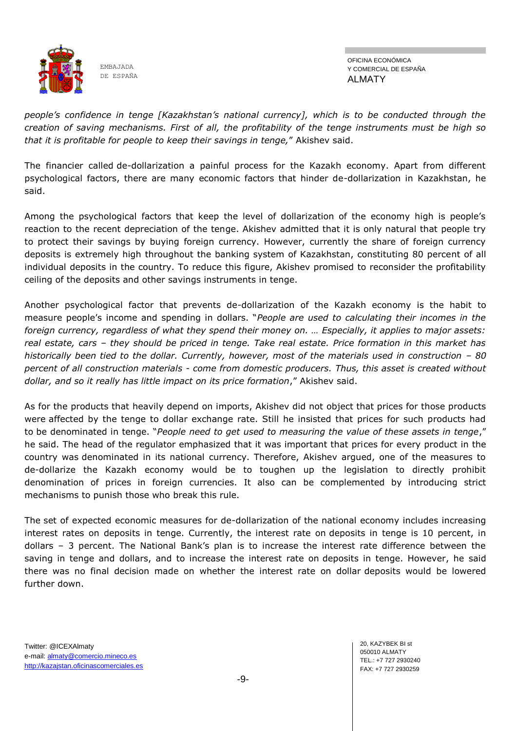*people's confidence in tenge [Kazakhstan's national currency], which is to be conducted through the creation of saving mechanisms. First of all, the profitability of the tenge instruments must be high so that it is profitable for people to keep their savings in tenge,*" Akishev said.

The financier called de-dollarization a painful process for the Kazakh economy. Apart from different psychological factors, there are many economic factors that hinder de-dollarization in Kazakhstan, he said.

Among the psychological factors that keep the level of dollarization of the economy high is people's reaction to the recent depreciation of the tenge. Akishev admitted that it is only natural that people try to protect their savings by buying foreign currency. However, currently the share of foreign currency deposits is extremely high throughout the banking system of Kazakhstan, constituting 80 percent of all individual deposits in the country. To reduce this figure, Akishev promised to reconsider the profitability ceiling of the deposits and other savings instruments in tenge.

Another psychological factor that prevents de-dollarization of the Kazakh economy is the habit to measure people's income and spending in dollars. "*People are used to calculating their incomes in the foreign currency, regardless of what they spend their money on. … Especially, it applies to major assets: real estate, cars – they should be priced in tenge. Take real estate. Price formation in this market has historically been tied to the dollar. Currently, however, most of the materials used in construction – 80 percent of all construction materials - come from domestic producers. Thus, this asset is created without dollar, and so it really has little impact on its price formation*," Akishev said.

As for the products that heavily depend on imports, Akishev did not object that prices for those products were affected by the tenge to dollar exchange rate. Still he insisted that prices for such products had to be denominated in tenge. "*People need to get used to measuring the value of these assets in tenge*," he said. The head of the regulator emphasized that it was important that prices for every product in the country was denominated in its national currency. Therefore, Akishev argued, one of the measures to de-dollarize the Kazakh economy would be to toughen up the legislation to directly prohibit denomination of prices in foreign currencies. It also can be complemented by introducing strict mechanisms to punish those who break this rule.

The set of expected economic measures for de-dollarization of the national economy includes increasing interest rates on deposits in tenge. Currently, the interest rate on deposits in tenge is 10 percent, in dollars – 3 percent. The National Bank's plan is to increase the interest rate difference between the saving in tenge and dollars, and to increase the interest rate on deposits in tenge. However, he said there was no final decision made on whether the interest rate on dollar deposits would be lowered further down.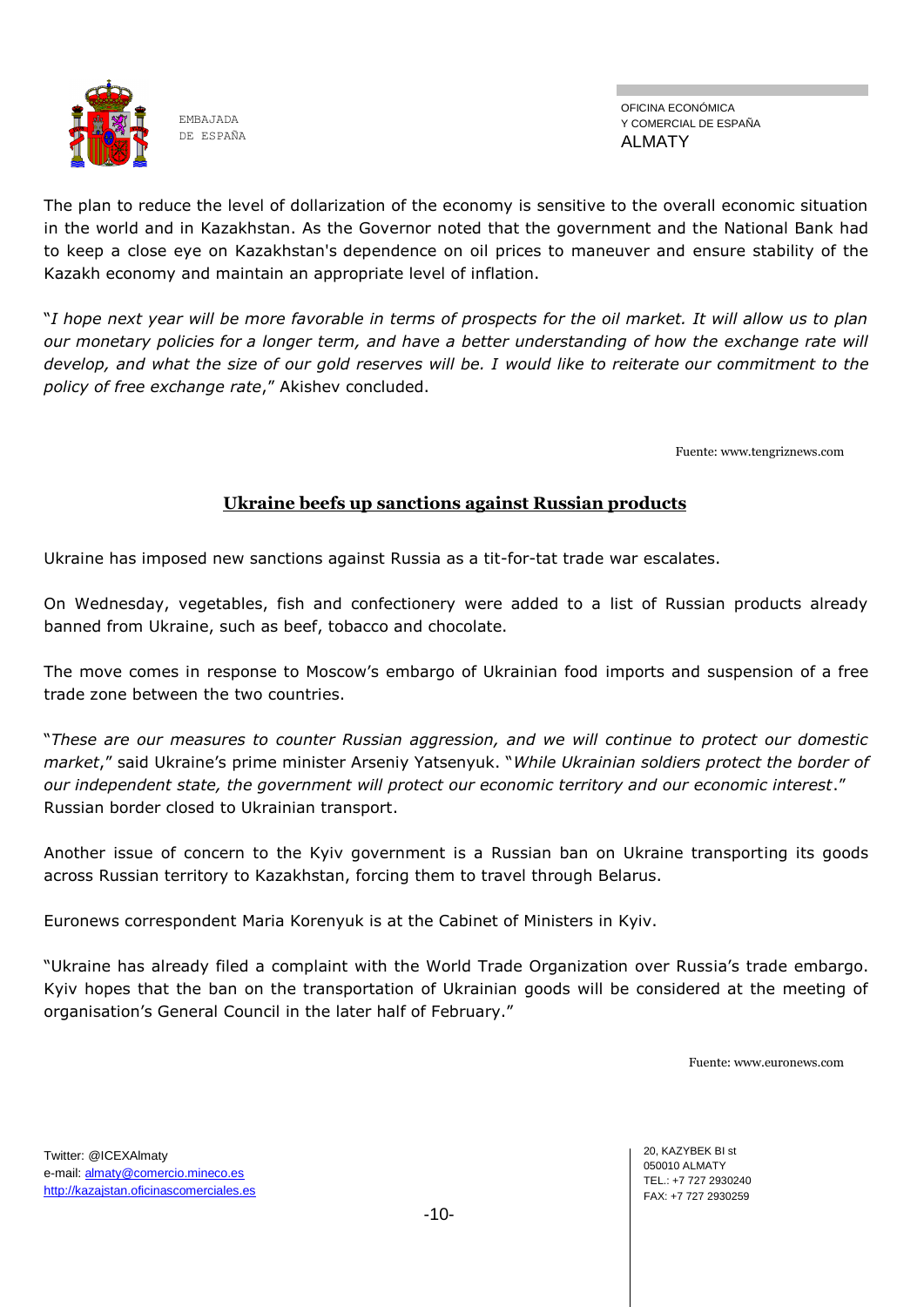The plan to reduce the level of dollarization of the economy is sensitive to the overall economic situation in the world and in Kazakhstan. As the Governor noted that the government and the National Bank had to keep a close eye on Kazakhstan's dependence on oil prices to maneuver and ensure stability of the Kazakh economy and maintain an appropriate level of inflation.

"*I hope next year will be more favorable in terms of prospects for the oil market. It will allow us to plan our monetary policies for a longer term, and have a better understanding of how the exchange rate will develop, and what the size of our gold reserves will be. I would like to reiterate our commitment to the policy of free exchange rate*," Akishev concluded.

Fuente: www.tengriznews.com

## Ukraine beefs up sanctions against Russian products

Ukraine has imposed new sanctions against Russia as a tit-for-tat trade war escalates.

On Wednesday, vegetables, fish and confectionery were added to a list of Russian products already banned from Ukraine, such as beef, tobacco and chocolate.

The move comes in response to Moscow's embargo of Ukrainian food imports and suspension of a free trade zone between the two countries.

"*These are our measures to counter Russian aggression, and we will continue to protect our domestic market*," said Ukraine's prime minister Arseniy Yatsenyuk. "*While Ukrainian soldiers protect the border of our independent state, the government will protect our economic territory and our economic interest*." Russian border closed to Ukrainian transport.

Another issue of concern to the Kyiv government is a Russian ban on Ukraine transporting its goods across Russian territory to Kazakhstan, forcing them to travel through Belarus.

Euronews correspondent Maria Korenyuk is at the Cabinet of Ministers in Kyiv.

"Ukraine has already filed a complaint with the World Trade Organization over Russia's trade embargo. Kyiv hopes that the ban on the transportation of Ukrainian goods will be considered at the meeting of organisation's General Council in the later half of February."

Fuente: www.euronews.com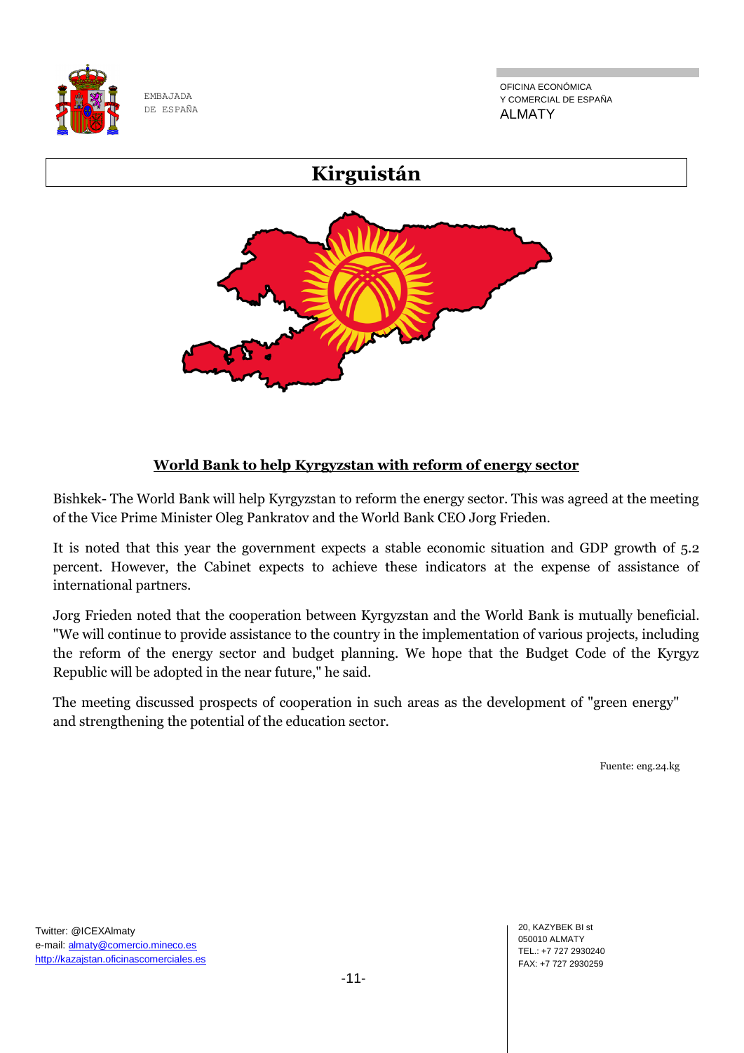# Kirguistán

## World Bank to help Kyrgyzstan with reform of energy sector

Bishkek- The World Bank will help Kyrgyzstan to reform the energy sector. This was agreed at the meeting of the Vice Prime Minister Oleg Pankratov and the World Bank CEO Jorg Frieden.

It is noted that this year the government expects a stable economic situation and GDP growth of 5.2 percent. However, the Cabinet expects to achieve these indicators at the expense of assistance of international partners.

Jorg Frieden noted that the cooperation between Kyrgyzstan and the World Bank is mutually beneficial. "We will continue to provide assistance to the country in the implementation of various projects, including the reform of the energy sector and budget planning. We hope that the Budget Code of the Kyrgyz Republic will be adopted in the near future," he said.

The meeting discussed prospects of cooperation in such areas as the development of "green energy" and strengthening the potential of the education sector.

Fuente: eng.24.kg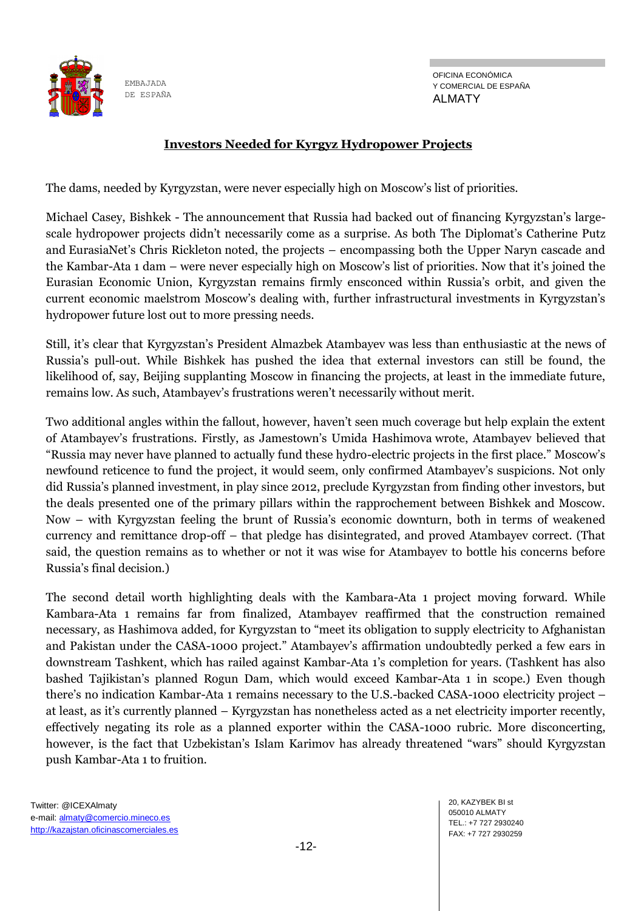# Investors Needed for Kyrgyz Hydropower Projects

The dams, needed by Kyrgyzstan, were never especially high on Moscow's list of priorities.

Michael Casey, Bishkek - The announcement that Russia had backed out of financing Kyrgyzstan's large-scale hydropower projects didn't necessarily come as a surprise. As both The Diplomat's Catherine Putz and EurasiaNet's Chris Rickleton noted, the projects – encompassing both the Upper Naryn cascade and the Kambar-Ata 1 dam – were never especially high on Moscow's list of priorities. Now that it's joined the Eurasian Economic Union, Kyrgyzstan remains firmly ensconced within Russia's orbit, and given the current economic maelstrom Moscow's dealing with, further infrastructural investments in Kyrgyzstan's hydropower future lost out to more pressing needs.

Still, it's clear that Kyrgyzstan's President Almazbek Atambayev was less than enthusiastic at the news of Russia's pull-out. While Bishkek has pushed the idea that external investors can still be found, the likelihood of, say, Beijing supplanting Moscow in financing the projects, at least in the immediate future, remains low. As such, Atambayev's frustrations weren't necessarily without merit.

Two additional angles within the fallout, however, haven't seen much coverage but help explain the extent of Atambayev's frustrations. Firstly, as Jamestown's Umida Hashimova wrote, Atambayev believed that "Russia may never have planned to actually fund these hydro-electric projects in the first place." Moscow's newfound reticence to fund the project, it would seem, only confirmed Atambayev's suspicions. Not only did Russia's planned investment, in play since 2012, preclude Kyrgyzstan from finding other investors, but the deals presented one of the primary pillars within the rapprochement between Bishkek and Moscow. Now – with Kyrgyzstan feeling the brunt of Russia's economic downturn, both in terms of weakened currency and remittance drop-off – that pledge has disintegrated, and proved Atambayev correct. (That said, the question remains as to whether or not it was wise for Atambayev to bottle his concerns before Russia's final decision.)

The second detail worth highlighting deals with the Kambara-Ata 1 project moving forward. While Kambara-Ata 1 remains far from finalized, Atambayev reaffirmed that the construction remained necessary, as Hashimova added, for Kyrgyzstan to "meet its obligation to supply electricity to Afghanistan and Pakistan under the CASA-1000 project." Atambayev's affirmation undoubtedly perked a few ears in downstream Tashkent, which has railed against Kambar-Ata 1's completion for years. (Tashkent has also bashed Tajikistan's planned Rogun Dam, which would exceed Kambar-Ata 1 in scope.) Even though there's no indication Kambar-Ata 1 remains necessary to the U.S.-backed CASA-1000 electricity project – at least, as it's currently planned – Kyrgyzstan has nonetheless acted as a net electricity importer recently, effectively negating its role as a planned exporter within the CASA-1000 rubric. More disconcerting, however, is the fact that Uzbekistan's Islam Karimov has already threatened "wars" should Kyrgyzstan push Kambar-Ata 1 to fruition.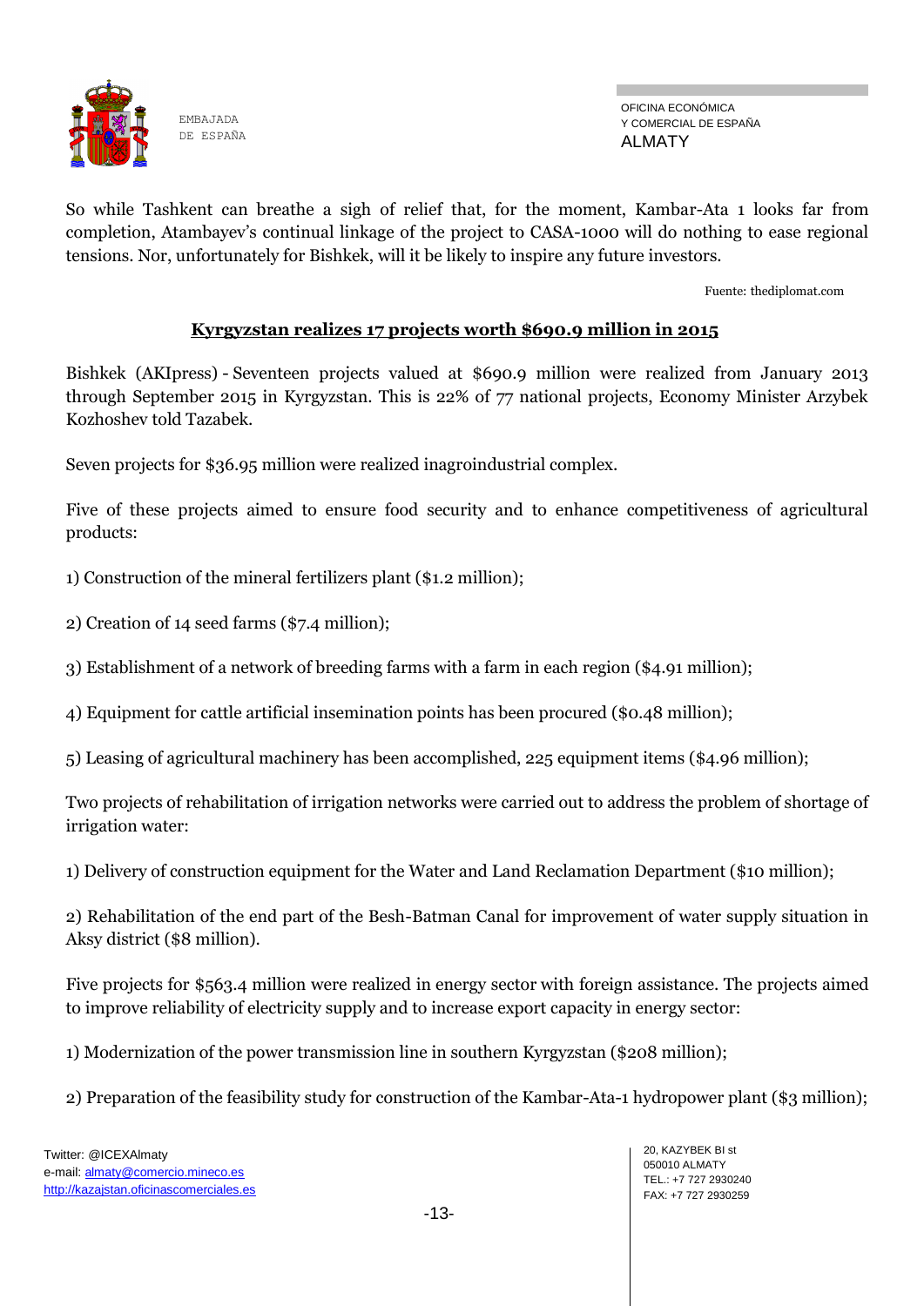So while Tashkent can breathe a sigh of relief that, for the moment, Kambar-Ata 1 looks far from completion, Atambayev's continual linkage of the project to CASA-1000 will do nothing to ease regional tensions. Nor, unfortunately for Bishkek, will it be likely to inspire any future investors.

Fuente: thediplomat.com

## Kyrgyzstan realizes 17 projects worth $690.9 million in 2015

Bishkek (AKIpress) - Seventeen projects valued at $690.9 million were realized from January 2013 through September 2015 in Kyrgyzstan. This is 22% of 77 national projects, Economy Minister Arzybek Kozhoshev told Tazabek.

Seven projects for $36.95 million were realized inagroindustrial complex.

Five of these projects aimed to ensure food security and to enhance competitiveness of agricultural products:

1) Construction of the mineral fertilizers plant ($1.2 million);

2) Creation of 14 seed farms ($7.4 million);

3) Establishment of a network of breeding farms with a farm in each region ($4.91 million);

4) Equipment for cattle artificial insemination points has been procured ($0.48 million);

5) Leasing of agricultural machinery has been accomplished, 225 equipment items ($4.96 million);

Two projects of rehabilitation of irrigation networks were carried out to address the problem of shortage of irrigation water:

1) Delivery of construction equipment for the Water and Land Reclamation Department ($10 million);

2) Rehabilitation of the end part of the Besh-Batman Canal for improvement of water supply situation in Aksy district ($8 million).

Five projects for $563.4 million were realized in energy sector with foreign assistance. The projects aimed to improve reliability of electricity supply and to increase export capacity in energy sector:

1) Modernization of the power transmission line in southern Kyrgyzstan ($208 million);

2) Preparation of the feasibility study for construction of the Kambar-Ata-1 hydropower plant ($3 million);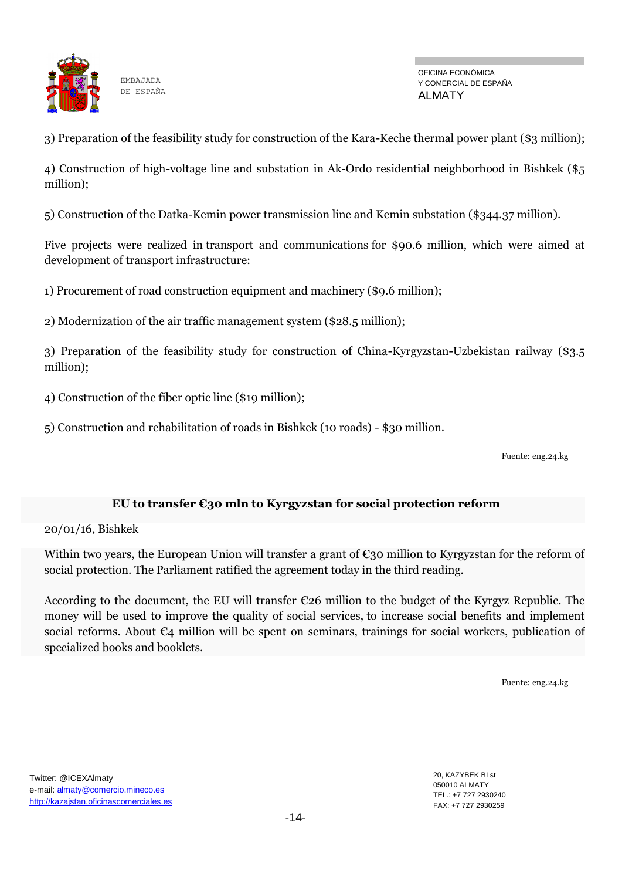3) Preparation of the feasibility study for construction of the Kara-Keche thermal power plant ($3 million);

4) Construction of high-voltage line and substation in Ak-Ordo residential neighborhood in Bishkek ($5 million);

5) Construction of the Datka-Kemin power transmission line and Kemin substation ($344.37 million).

Five projects were realized in transport and communications for $90.6 million, which were aimed at development of transport infrastructure:

1) Procurement of road construction equipment and machinery ($9.6 million);

2) Modernization of the air traffic management system ($28.5 million);

3) Preparation of the feasibility study for construction of China-Kyrgyzstan-Uzbekistan railway ($3.5 million);

4) Construction of the fiber optic line ($19 million);

5) Construction and rehabilitation of roads in Bishkek (10 roads) - $30 million.

Fuente: eng.24.kg

## EU to transfer €30 mln to Kyrgyzstan for social protection reform

20/01/16, Bishkek

Within two years, the European Union will transfer a grant of €30 million to Kyrgyzstan for the reform of social protection. The Parliament ratified the agreement today in the third reading.

According to the document, the EU will transfer €26 million to the budget of the Kyrgyz Republic. The money will be used to improve the quality of social services, to increase social benefits and implement social reforms. About €4 million will be spent on seminars, trainings for social workers, publication of specialized books and booklets.

Fuente: eng.24.kg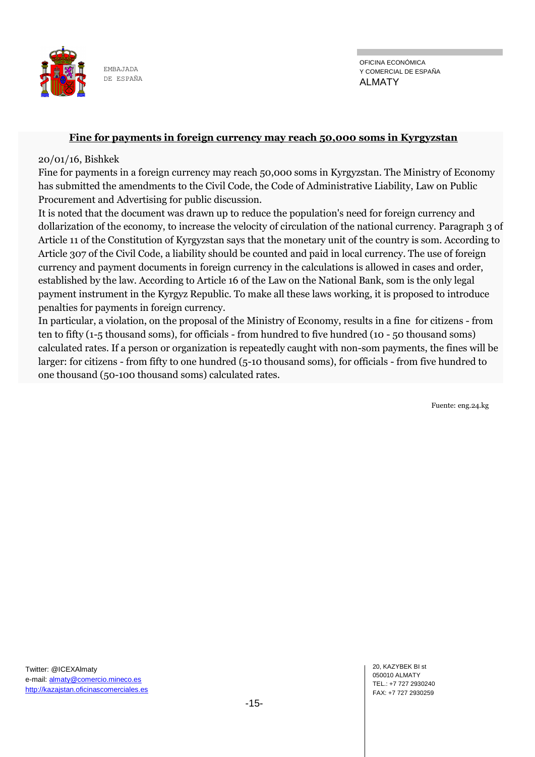## Fine for payments in foreign currency may reach 50,000 soms in Kyrgyzstan

20/01/16, Bishkek

Fine for payments in a foreign currency may reach 50,000 soms in Kyrgyzstan. The Ministry of Economy has submitted the amendments to the Civil Code, the Code of Administrative Liability, Law on Public Procurement and Advertising for public discussion.

It is noted that the document was drawn up to reduce the population's need for foreign currency and dollarization of the economy, to increase the velocity of circulation of the national currency. Paragraph 3 of Article 11 of the Constitution of Kyrgyzstan says that the monetary unit of the country is som. According to Article 307 of the Civil Code, a liability should be counted and paid in local currency. The use of foreign currency and payment documents in foreign currency in the calculations is allowed in cases and order, established by the law. According to Article 16 of the Law on the National Bank, som is the only legal payment instrument in the Kyrgyz Republic. To make all these laws working, it is proposed to introduce penalties for payments in foreign currency.

In particular, a violation, on the proposal of the Ministry of Economy, results in a fine for citizens - from ten to fifty (1-5 thousand soms), for officials - from hundred to five hundred (10 - 50 thousand soms) calculated rates. If a person or organization is repeatedly caught with non-som payments, the fines will be larger: for citizens - from fifty to one hundred (5-10 thousand soms), for officials - from five hundred to one thousand (50-100 thousand soms) calculated rates.

Fuente: eng.24.kg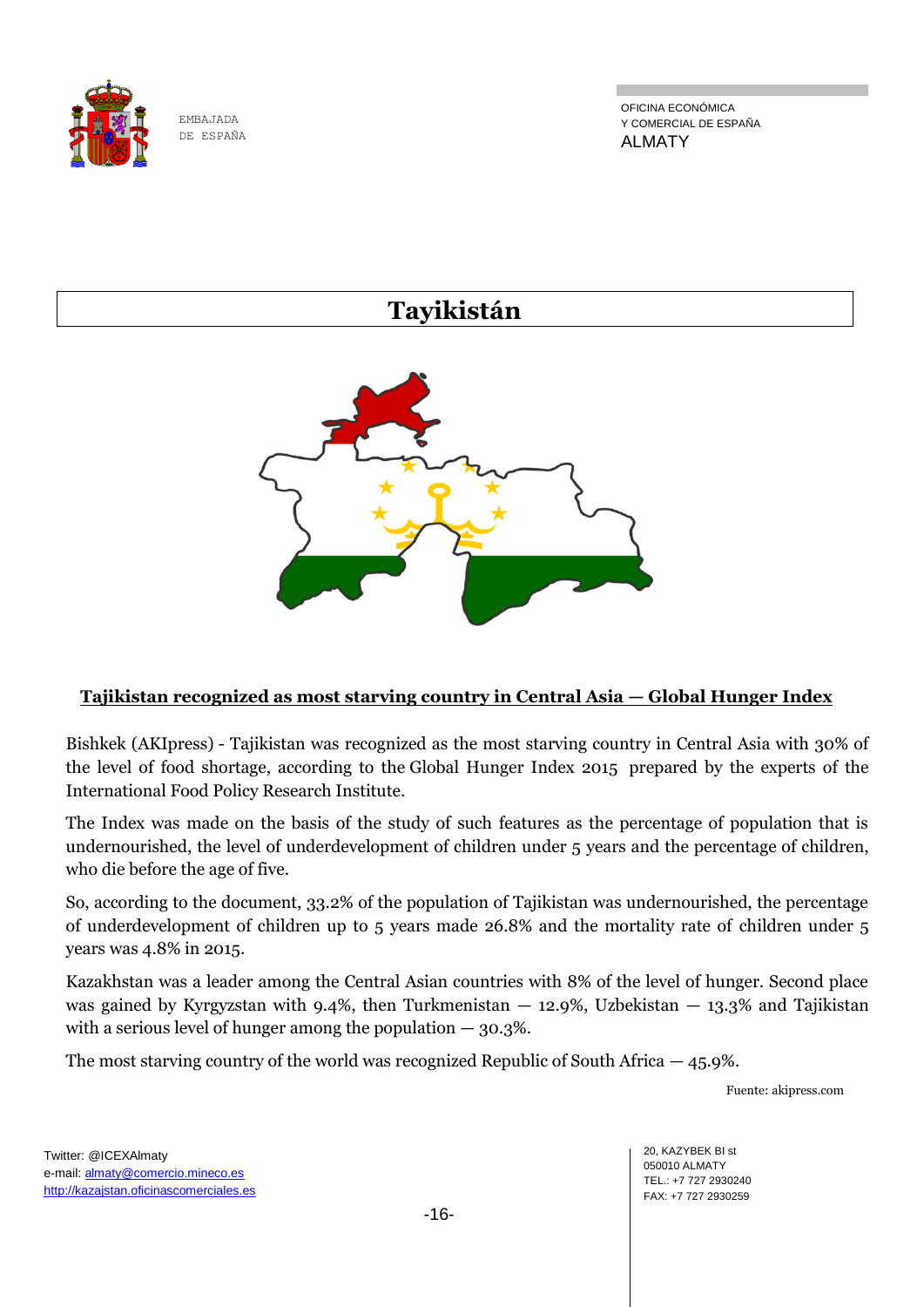# Tayikistán

**Tajikistan recognized as most starving country in Central Asia — Global Hunger Index**

Bishkek (AKIpress) - Tajikistan was recognized as the most starving country in Central Asia with 30% of the level of food shortage, according to the Global Hunger Index 2015 prepared by the experts of the International Food Policy Research Institute.

The Index was made on the basis of the study of such features as the percentage of population that is undernourished, the level of underdevelopment of children under 5 years and the percentage of children, who die before the age of five.

So, according to the document, 33.2% of the population of Tajikistan was undernourished, the percentage of underdevelopment of children up to 5 years made 26.8% and the mortality rate of children under 5 years was 4.8% in 2015.

Kazakhstan was a leader among the Central Asian countries with 8% of the level of hunger. Second place was gained by Kyrgyzstan with 9.4%, then Turkmenistan — 12.9%, Uzbekistan — 13.3% and Tajikistan with a serious level of hunger among the population — 30.3%.

The most starving country of the world was recognized Republic of South Africa — 45.9%.

Fuente: akipress.com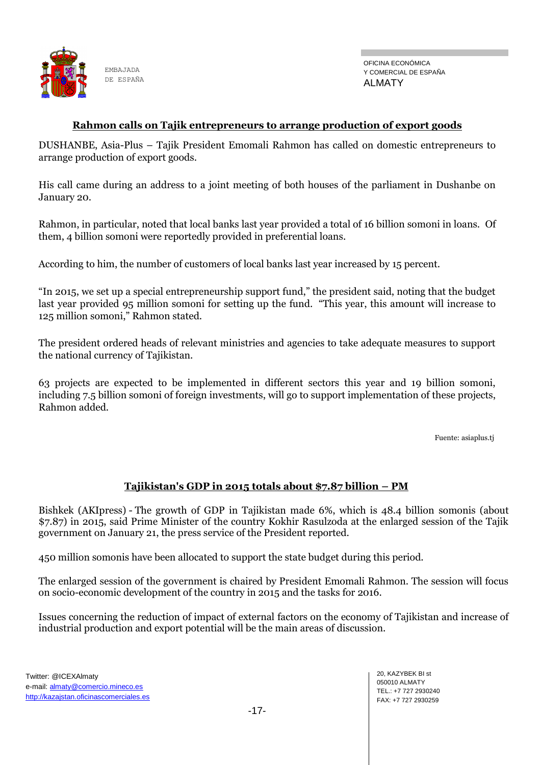## Rahmon calls on Tajik entrepreneurs to arrange production of export goods

DUSHANBE, Asia-Plus – Tajik President Emomali Rahmon has called on domestic entrepreneurs to arrange production of export goods.

His call came during an address to a joint meeting of both houses of the parliament in Dushanbe on January 20.

Rahmon, in particular, noted that local banks last year provided a total of 16 billion somoni in loans. Of them, 4 billion somoni were reportedly provided in preferential loans.

According to him, the number of customers of local banks last year increased by 15 percent.

“In 2015, we set up a special entrepreneurship support fund,” the president said, noting that the budget last year provided 95 million somoni for setting up the fund. “This year, this amount will increase to 125 million somoni,” Rahmon stated.

The president ordered heads of relevant ministries and agencies to take adequate measures to support the national currency of Tajikistan.

63 projects are expected to be implemented in different sectors this year and 19 billion somoni, including 7.5 billion somoni of foreign investments, will go to support implementation of these projects, Rahmon added.

Fuente: asiaplus.tj

## Tajikistan's GDP in 2015 totals about $7.87 billion – PM

Bishkek (AKIpress) - The growth of GDP in Tajikistan made 6%, which is 48.4 billion somonis (about $7.87) in 2015, said Prime Minister of the country Kokhir Rasulzoda at the enlarged session of the Tajik government on January 21, the press service of the President reported.

450 million somonis have been allocated to support the state budget during this period.

The enlarged session of the government is chaired by President Emomali Rahmon. The session will focus on socio-economic development of the country in 2015 and the tasks for 2016.

Issues concerning the reduction of impact of external factors on the economy of Tajikistan and increase of industrial production and export potential will be the main areas of discussion.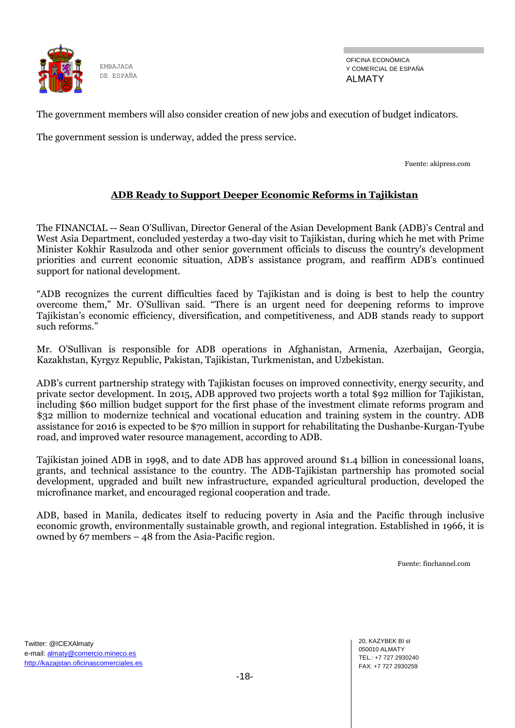The government members will also consider creation of new jobs and execution of budget indicators.

The government session is underway, added the press service.

Fuente: akipress.com

## ADB Ready to Support Deeper Economic Reforms in Tajikistan

The FINANCIAL -- Sean O'Sullivan, Director General of the Asian Development Bank (ADB)'s Central and West Asia Department, concluded yesterday a two-day visit to Tajikistan, during which he met with Prime Minister Kokhir Rasulzoda and other senior government officials to discuss the country's development priorities and current economic situation, ADB's assistance program, and reaffirm ADB's continued support for national development.

"ADB recognizes the current difficulties faced by Tajikistan and is doing is best to help the country overcome them," Mr. O'Sullivan said. "There is an urgent need for deepening reforms to improve Tajikistan's economic efficiency, diversification, and competitiveness, and ADB stands ready to support such reforms."

Mr. O'Sullivan is responsible for ADB operations in Afghanistan, Armenia, Azerbaijan, Georgia, Kazakhstan, Kyrgyz Republic, Pakistan, Tajikistan, Turkmenistan, and Uzbekistan.

ADB's current partnership strategy with Tajikistan focuses on improved connectivity, energy security, and private sector development. In 2015, ADB approved two projects worth a total $92 million for Tajikistan, including $60 million budget support for the first phase of the investment climate reforms program and $32 million to modernize technical and vocational education and training system in the country. ADB assistance for 2016 is expected to be $70 million in support for rehabilitating the Dushanbe-Kurgan-Tyube road, and improved water resource management, according to ADB.

Tajikistan joined ADB in 1998, and to date ADB has approved around $1.4 billion in concessional loans, grants, and technical assistance to the country. The ADB-Tajikistan partnership has promoted social development, upgraded and built new infrastructure, expanded agricultural production, developed the microfinance market, and encouraged regional cooperation and trade.

ADB, based in Manila, dedicates itself to reducing poverty in Asia and the Pacific through inclusive economic growth, environmentally sustainable growth, and regional integration. Established in 1966, it is owned by 67 members – 48 from the Asia-Pacific region.

Fuente: finchannel.com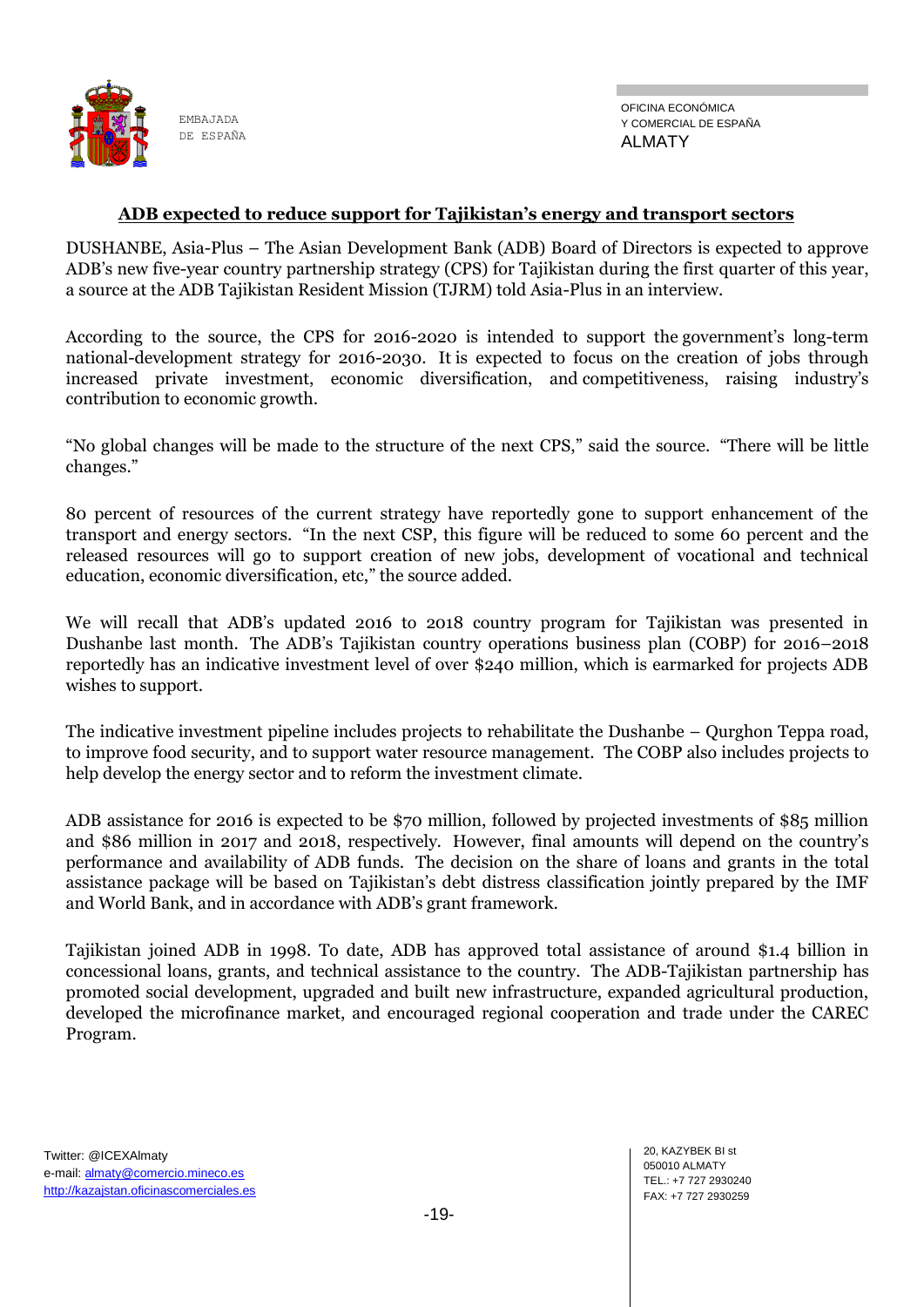## ADB expected to reduce support for Tajikistan's energy and transport sectors

DUSHANBE, Asia-Plus – The Asian Development Bank (ADB) Board of Directors is expected to approve ADB's new five-year country partnership strategy (CPS) for Tajikistan during the first quarter of this year, a source at the ADB Tajikistan Resident Mission (TJRM) told Asia-Plus in an interview.

According to the source, the CPS for 2016-2020 is intended to support the government's long-term national-development strategy for 2016-2030. It is expected to focus on the creation of jobs through increased private investment, economic diversification, and competitiveness, raising industry's contribution to economic growth.

"No global changes will be made to the structure of the next CPS," said the source. "There will be little changes."

80 percent of resources of the current strategy have reportedly gone to support enhancement of the transport and energy sectors. "In the next CSP, this figure will be reduced to some 60 percent and the released resources will go to support creation of new jobs, development of vocational and technical education, economic diversification, etc," the source added.

We will recall that ADB's updated 2016 to 2018 country program for Tajikistan was presented in Dushanbe last month. The ADB's Tajikistan country operations business plan (COBP) for 2016–2018 reportedly has an indicative investment level of over $240 million, which is earmarked for projects ADB wishes to support.

The indicative investment pipeline includes projects to rehabilitate the Dushanbe – Qurghon Teppa road, to improve food security, and to support water resource management. The COBP also includes projects to help develop the energy sector and to reform the investment climate.

ADB assistance for 2016 is expected to be $70 million, followed by projected investments of $85 million and $86 million in 2017 and 2018, respectively. However, final amounts will depend on the country's performance and availability of ADB funds. The decision on the share of loans and grants in the total assistance package will be based on Tajikistan's debt distress classification jointly prepared by the IMF and World Bank, and in accordance with ADB's grant framework.

Tajikistan joined ADB in 1998. To date, ADB has approved total assistance of around $1.4 billion in concessional loans, grants, and technical assistance to the country. The ADB-Tajikistan partnership has promoted social development, upgraded and built new infrastructure, expanded agricultural production, developed the microfinance market, and encouraged regional cooperation and trade under the CAREC Program.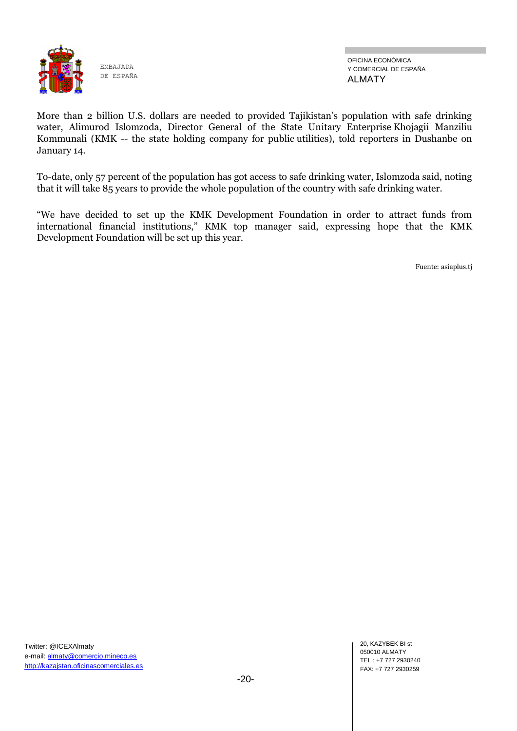More than 2 billion U.S. dollars are needed to provided Tajikistan's population with safe drinking water, Alimurod Islomzoda, Director General of the State Unitary Enterprise Khojagii Manziliu Kommunali (KMK -- the state holding company for public utilities), told reporters in Dushanbe on January 14.

To-date, only 57 percent of the population has got access to safe drinking water, Islomzoda said, noting that it will take 85 years to provide the whole population of the country with safe drinking water.

"We have decided to set up the KMK Development Foundation in order to attract funds from international financial institutions," KMK top manager said, expressing hope that the KMK Development Foundation will be set up this year.

Fuente: asiaplus.tj